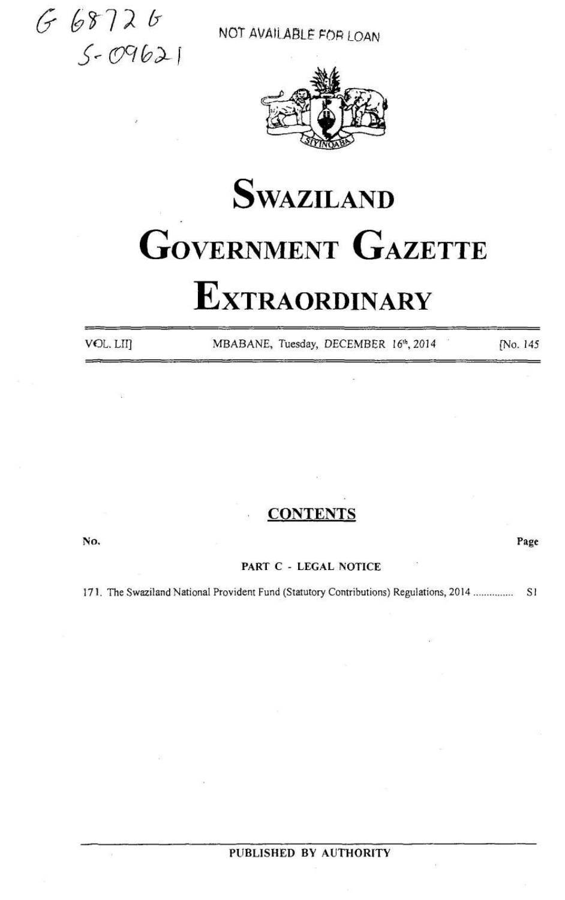G 68726
S-09621

NOT AVAILABLE FOR LOAN

# SWAZILAND GOVERNMENT GAZETTE EXTRAORDINARY

VOL. LII] MBABANE, Tuesday, DECEMBER 16th, 2014 [No. 145

## CONTENTS

| No. | | Page |
|---|---|---|
| | PART C - LEGAL NOTICE | |
| 171. | The Swaziland National Provident Fund (Statutory Contributions) Regulations, 2014 .............. | S1 |

PUBLISHED BY AUTHORITY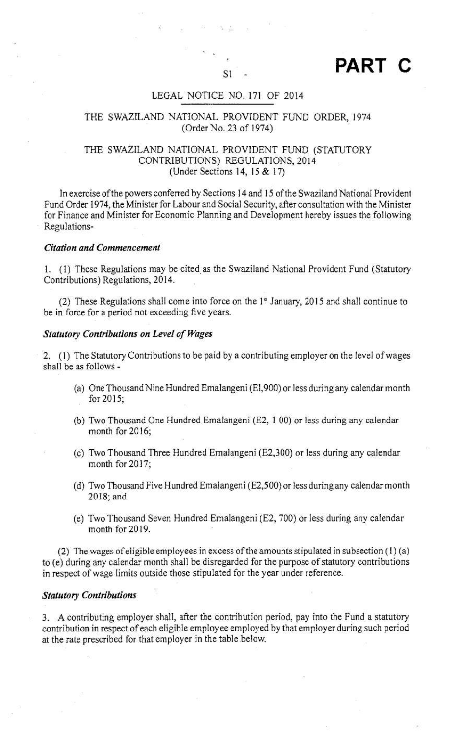# PART C

S1 -

LEGAL NOTICE NO. 171 OF 2014

THE SWAZILAND NATIONAL PROVIDENT FUND ORDER, 1974
(Order No. 23 of 1974)

THE SWAZILAND NATIONAL PROVIDENT FUND (STATUTORY CONTRIBUTIONS) REGULATIONS, 2014
(Under Sections 14, 15 & 17)

In exercise of the powers conferred by Sections 14 and 15 of the Swaziland National Provident Fund Order 1974, the Minister for Labour and Social Security, after consultation with the Minister for Finance and Minister for Economic Planning and Development hereby issues the following Regulations-

***Citation and Commencement***

1. (1) These Regulations may be cited as the Swaziland National Provident Fund (Statutory Contributions) Regulations, 2014.

(2) These Regulations shall come into force on the 1st January, 2015 and shall continue to be in force for a period not exceeding five years.

***Statutory Contributions on Level of Wages***

2. (1) The Statutory Contributions to be paid by a contributing employer on the level of wages shall be as follows -

(a) One Thousand Nine Hundred Emalangeni (E1,900) or less during any calendar month for 2015;

(b) Two Thousand One Hundred Emalangeni (E2, 1 00) or less during any calendar month for 2016;

(c) Two Thousand Three Hundred Emalangeni (E2,300) or less during any calendar month for 2017;

(d) Two Thousand Five Hundred Emalangeni (E2,500) or less during any calendar month 2018; and

(e) Two Thousand Seven Hundred Emalangeni (E2, 700) or less during any calendar month for 2019.

(2) The wages of eligible employees in excess of the amounts stipulated in subsection (1) (a) to (e) during any calendar month shall be disregarded for the purpose of statutory contributions in respect of wage limits outside those stipulated for the year under reference.

***Statutory Contributions***

3. A contributing employer shall, after the contribution period, pay into the Fund a statutory contribution in respect of each eligible employee employed by that employer during such period at the rate prescribed for that employer in the table below.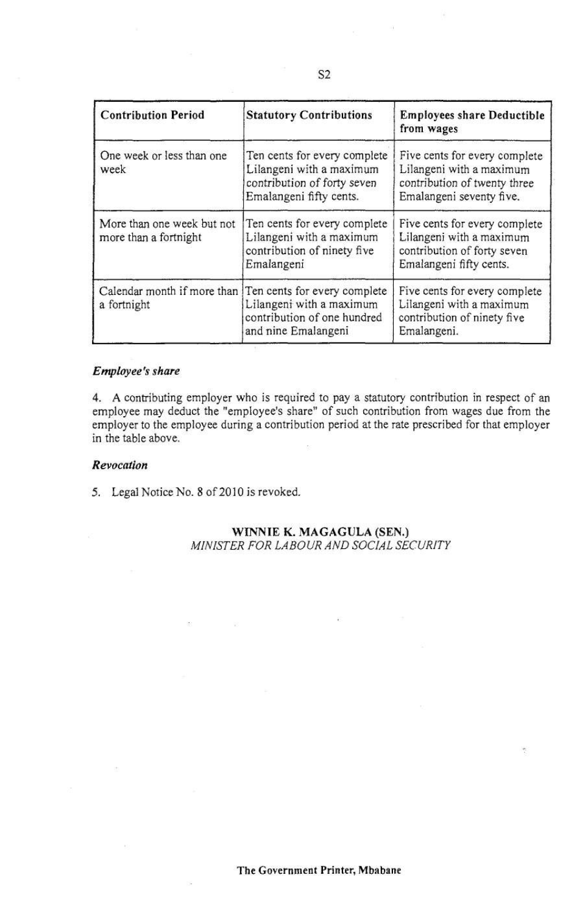| Contribution Period | Statutory Contributions | Employees share Deductible from wages |
| --- | --- | --- |
| One week or less than one week | Ten cents for every complete Lilangeni with a maximum contribution of forty seven Emalangeni fifty cents. | Five cents for every complete Lilangeni with a maximum contribution of twenty three Emalangeni seventy five. |
| More than one week but not more than a fortnight | Ten cents for every complete Lilangeni with a maximum contribution of ninety five Emalangeni | Five cents for every complete Lilangeni with a maximum contribution of forty seven Emalangeni fifty cents. |
| Calendar month if more than a fortnight | Ten cents for every complete Lilangeni with a maximum contribution of one hundred and nine Emalangeni | Five cents for every complete Lilangeni with a maximum contribution of ninety five Emalangeni. |

***Employee's share***

4. A contributing employer who is required to pay a statutory contribution in respect of an employee may deduct the "employee's share" of such contribution from wages due from the employer to the employee during a contribution period at the rate prescribed for that employer in the table above.

***Revocation***

5. Legal Notice No. 8 of 2010 is revoked.

**WINNIE K. MAGAGULA (SEN.)**
*MINISTER FOR LABOUR AND SOCIAL SECURITY*

**The Government Printer, Mbabane**